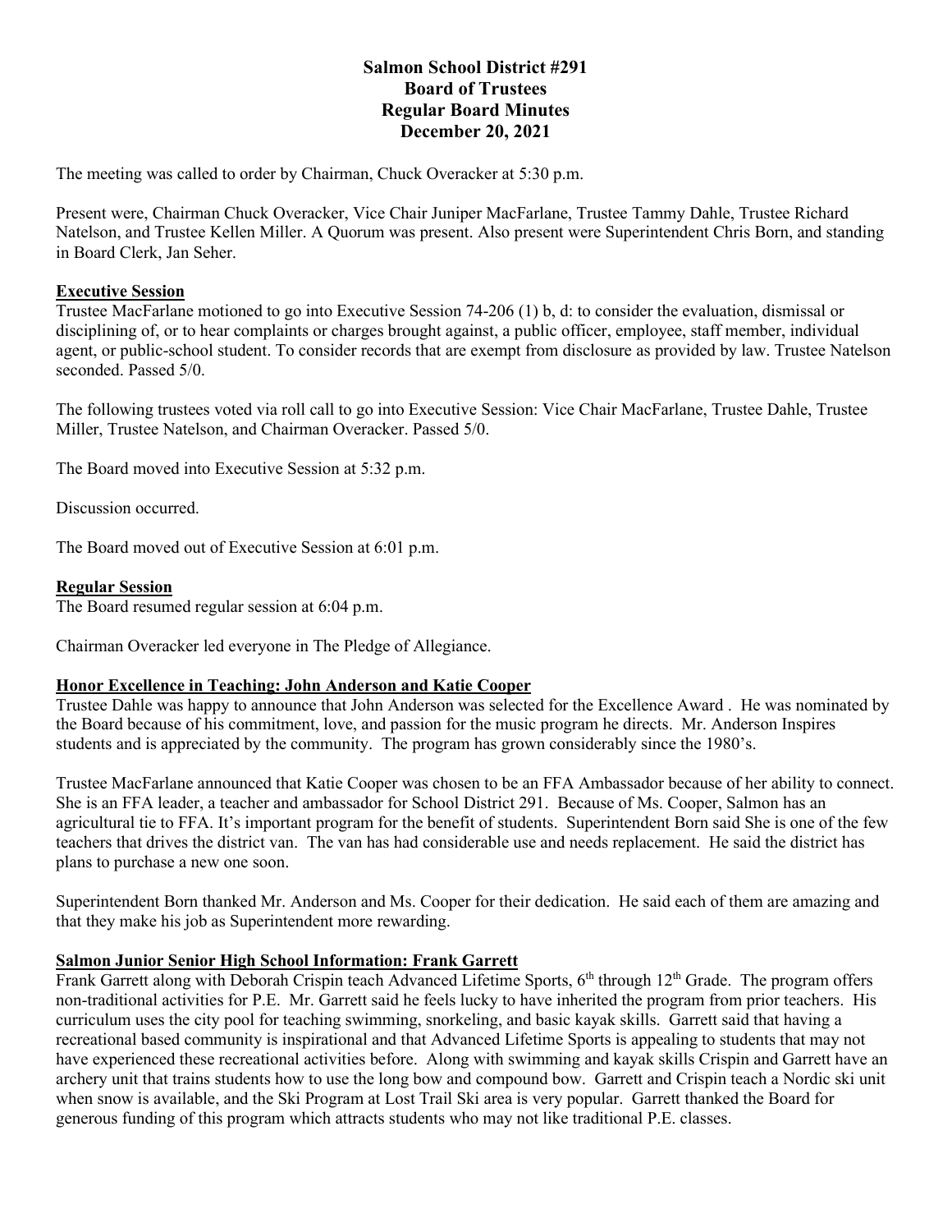**Salmon School District #291**
**Board of Trustees**
**Regular Board Minutes**
**December 20, 2021**

The meeting was called to order by Chairman, Chuck Overacker at 5:30 p.m.

Present were, Chairman Chuck Overacker, Vice Chair Juniper MacFarlane, Trustee Tammy Dahle, Trustee Richard Natelson, and Trustee Kellen Miller. A Quorum was present. Also present were Superintendent Chris Born, and standing in Board Clerk, Jan Seher.

## Executive Session

Trustee MacFarlane motioned to go into Executive Session 74-206 (1) b, d: to consider the evaluation, dismissal or disciplining of, or to hear complaints or charges brought against, a public officer, employee, staff member, individual agent, or public-school student. To consider records that are exempt from disclosure as provided by law. Trustee Natelson seconded. Passed 5/0.

The following trustees voted via roll call to go into Executive Session: Vice Chair MacFarlane, Trustee Dahle, Trustee Miller, Trustee Natelson, and Chairman Overacker. Passed 5/0.

The Board moved into Executive Session at 5:32 p.m.

Discussion occurred.

The Board moved out of Executive Session at 6:01 p.m.

## Regular Session

The Board resumed regular session at 6:04 p.m.

Chairman Overacker led everyone in The Pledge of Allegiance.

## Honor Excellence in Teaching: John Anderson and Katie Cooper

Trustee Dahle was happy to announce that John Anderson was selected for the Excellence Award . He was nominated by the Board because of his commitment, love, and passion for the music program he directs. Mr. Anderson Inspires students and is appreciated by the community. The program has grown considerably since the 1980's.

Trustee MacFarlane announced that Katie Cooper was chosen to be an FFA Ambassador because of her ability to connect. She is an FFA leader, a teacher and ambassador for School District 291. Because of Ms. Cooper, Salmon has an agricultural tie to FFA. It's important program for the benefit of students. Superintendent Born said She is one of the few teachers that drives the district van. The van has had considerable use and needs replacement. He said the district has plans to purchase a new one soon.

Superintendent Born thanked Mr. Anderson and Ms. Cooper for their dedication. He said each of them are amazing and that they make his job as Superintendent more rewarding.

## Salmon Junior Senior High School Information: Frank Garrett

Frank Garrett along with Deborah Crispin teach Advanced Lifetime Sports, 6th through 12th Grade. The program offers non-traditional activities for P.E. Mr. Garrett said he feels lucky to have inherited the program from prior teachers. His curriculum uses the city pool for teaching swimming, snorkeling, and basic kayak skills. Garrett said that having a recreational based community is inspirational and that Advanced Lifetime Sports is appealing to students that may not have experienced these recreational activities before. Along with swimming and kayak skills Crispin and Garrett have an archery unit that trains students how to use the long bow and compound bow. Garrett and Crispin teach a Nordic ski unit when snow is available, and the Ski Program at Lost Trail Ski area is very popular. Garrett thanked the Board for generous funding of this program which attracts students who may not like traditional P.E. classes.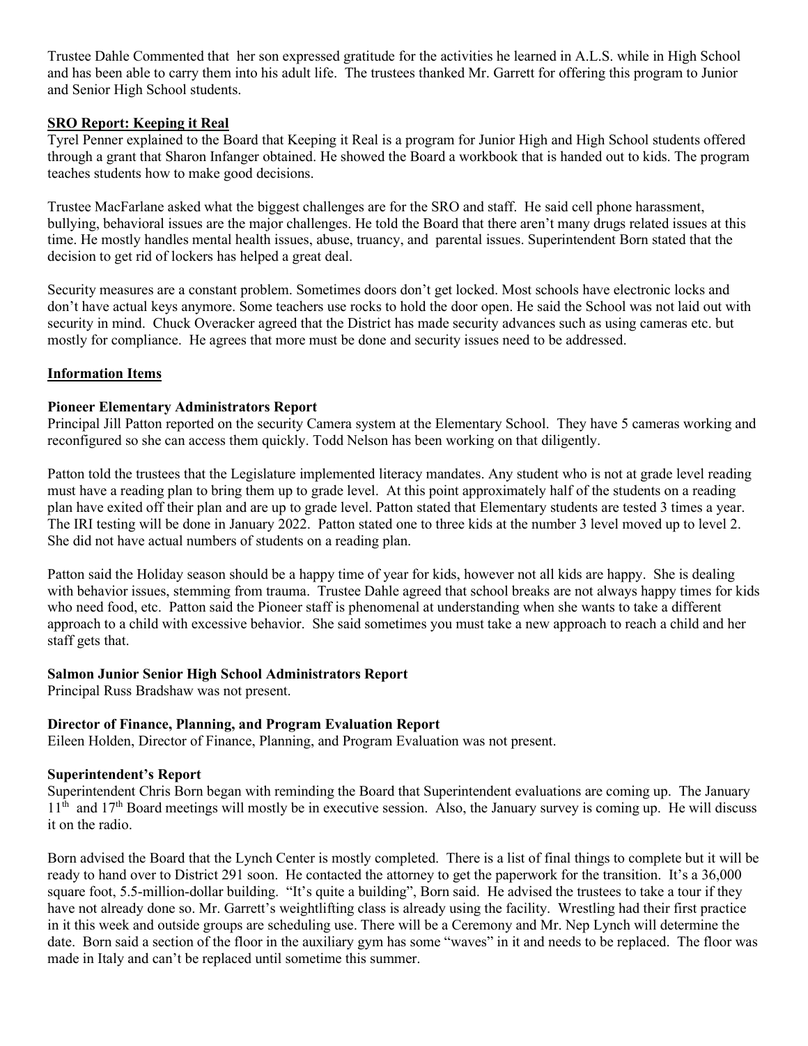Trustee Dahle Commented that her son expressed gratitude for the activities he learned in A.L.S. while in High School and has been able to carry them into his adult life. The trustees thanked Mr. Garrett for offering this program to Junior and Senior High School students.

## SRO Report: Keeping it Real

Tyrel Penner explained to the Board that Keeping it Real is a program for Junior High and High School students offered through a grant that Sharon Infanger obtained. He showed the Board a workbook that is handed out to kids. The program teaches students how to make good decisions.

Trustee MacFarlane asked what the biggest challenges are for the SRO and staff. He said cell phone harassment, bullying, behavioral issues are the major challenges. He told the Board that there aren't many drugs related issues at this time. He mostly handles mental health issues, abuse, truancy, and parental issues. Superintendent Born stated that the decision to get rid of lockers has helped a great deal.

Security measures are a constant problem. Sometimes doors don't get locked. Most schools have electronic locks and don't have actual keys anymore. Some teachers use rocks to hold the door open. He said the School was not laid out with security in mind. Chuck Overacker agreed that the District has made security advances such as using cameras etc. but mostly for compliance. He agrees that more must be done and security issues need to be addressed.

## Information Items

### Pioneer Elementary Administrators Report

Principal Jill Patton reported on the security Camera system at the Elementary School. They have 5 cameras working and reconfigured so she can access them quickly. Todd Nelson has been working on that diligently.

Patton told the trustees that the Legislature implemented literacy mandates. Any student who is not at grade level reading must have a reading plan to bring them up to grade level. At this point approximately half of the students on a reading plan have exited off their plan and are up to grade level. Patton stated that Elementary students are tested 3 times a year. The IRI testing will be done in January 2022. Patton stated one to three kids at the number 3 level moved up to level 2. She did not have actual numbers of students on a reading plan.

Patton said the Holiday season should be a happy time of year for kids, however not all kids are happy. She is dealing with behavior issues, stemming from trauma. Trustee Dahle agreed that school breaks are not always happy times for kids who need food, etc. Patton said the Pioneer staff is phenomenal at understanding when she wants to take a different approach to a child with excessive behavior. She said sometimes you must take a new approach to reach a child and her staff gets that.

### Salmon Junior Senior High School Administrators Report

Principal Russ Bradshaw was not present.

### Director of Finance, Planning, and Program Evaluation Report

Eileen Holden, Director of Finance, Planning, and Program Evaluation was not present.

### Superintendent's Report

Superintendent Chris Born began with reminding the Board that Superintendent evaluations are coming up. The January 11th and 17th Board meetings will mostly be in executive session. Also, the January survey is coming up. He will discuss it on the radio.

Born advised the Board that the Lynch Center is mostly completed. There is a list of final things to complete but it will be ready to hand over to District 291 soon. He contacted the attorney to get the paperwork for the transition. It's a 36,000 square foot, 5.5-million-dollar building. "It's quite a building", Born said. He advised the trustees to take a tour if they have not already done so. Mr. Garrett's weightlifting class is already using the facility. Wrestling had their first practice in it this week and outside groups are scheduling use. There will be a Ceremony and Mr. Nep Lynch will determine the date. Born said a section of the floor in the auxiliary gym has some "waves" in it and needs to be replaced. The floor was made in Italy and can't be replaced until sometime this summer.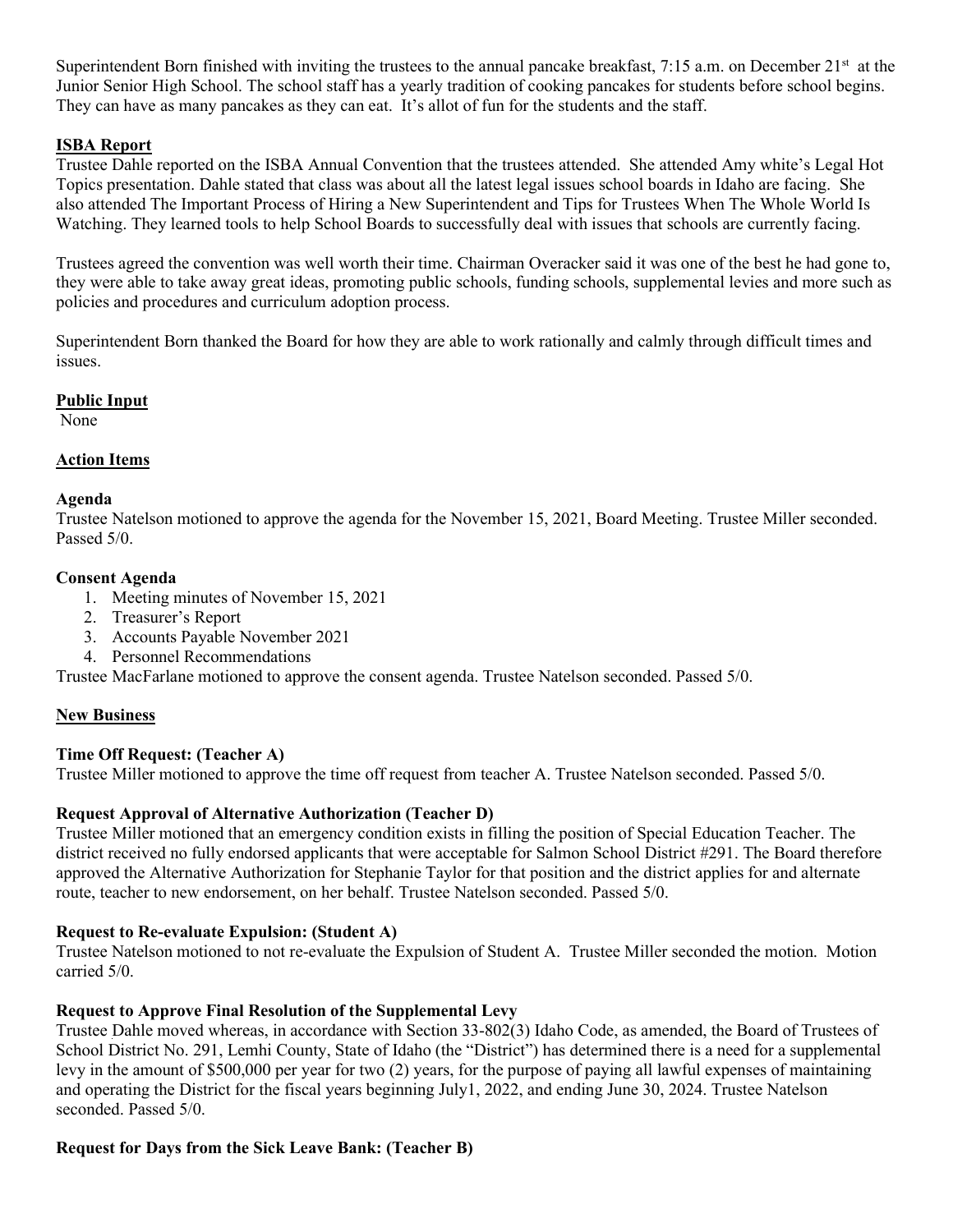Superintendent Born finished with inviting the trustees to the annual pancake breakfast, 7:15 a.m. on December 21st at the Junior Senior High School. The school staff has a yearly tradition of cooking pancakes for students before school begins. They can have as many pancakes as they can eat. It's allot of fun for the students and the staff.

## ISBA Report

Trustee Dahle reported on the ISBA Annual Convention that the trustees attended. She attended Amy white's Legal Hot Topics presentation. Dahle stated that class was about all the latest legal issues school boards in Idaho are facing. She also attended The Important Process of Hiring a New Superintendent and Tips for Trustees When The Whole World Is Watching. They learned tools to help School Boards to successfully deal with issues that schools are currently facing.

Trustees agreed the convention was well worth their time. Chairman Overacker said it was one of the best he had gone to, they were able to take away great ideas, promoting public schools, funding schools, supplemental levies and more such as policies and procedures and curriculum adoption process.

Superintendent Born thanked the Board for how they are able to work rationally and calmly through difficult times and issues.

## Public Input

None

## Action Items

### Agenda

Trustee Natelson motioned to approve the agenda for the November 15, 2021, Board Meeting. Trustee Miller seconded. Passed 5/0.

### Consent Agenda

1. Meeting minutes of November 15, 2021
2. Treasurer's Report
3. Accounts Payable November 2021
4. Personnel Recommendations

Trustee MacFarlane motioned to approve the consent agenda. Trustee Natelson seconded. Passed 5/0.

## New Business

### Time Off Request: (Teacher A)

Trustee Miller motioned to approve the time off request from teacher A. Trustee Natelson seconded. Passed 5/0.

### Request Approval of Alternative Authorization (Teacher D)

Trustee Miller motioned that an emergency condition exists in filling the position of Special Education Teacher. The district received no fully endorsed applicants that were acceptable for Salmon School District #291. The Board therefore approved the Alternative Authorization for Stephanie Taylor for that position and the district applies for and alternate route, teacher to new endorsement, on her behalf. Trustee Natelson seconded. Passed 5/0.

### Request to Re-evaluate Expulsion: (Student A)

Trustee Natelson motioned to not re-evaluate the Expulsion of Student A. Trustee Miller seconded the motion. Motion carried 5/0.

### Request to Approve Final Resolution of the Supplemental Levy

Trustee Dahle moved whereas, in accordance with Section 33-802(3) Idaho Code, as amended, the Board of Trustees of School District No. 291, Lemhi County, State of Idaho (the "District") has determined there is a need for a supplemental levy in the amount of $500,000 per year for two (2) years, for the purpose of paying all lawful expenses of maintaining and operating the District for the fiscal years beginning July1, 2022, and ending June 30, 2024. Trustee Natelson seconded. Passed 5/0.

### Request for Days from the Sick Leave Bank: (Teacher B)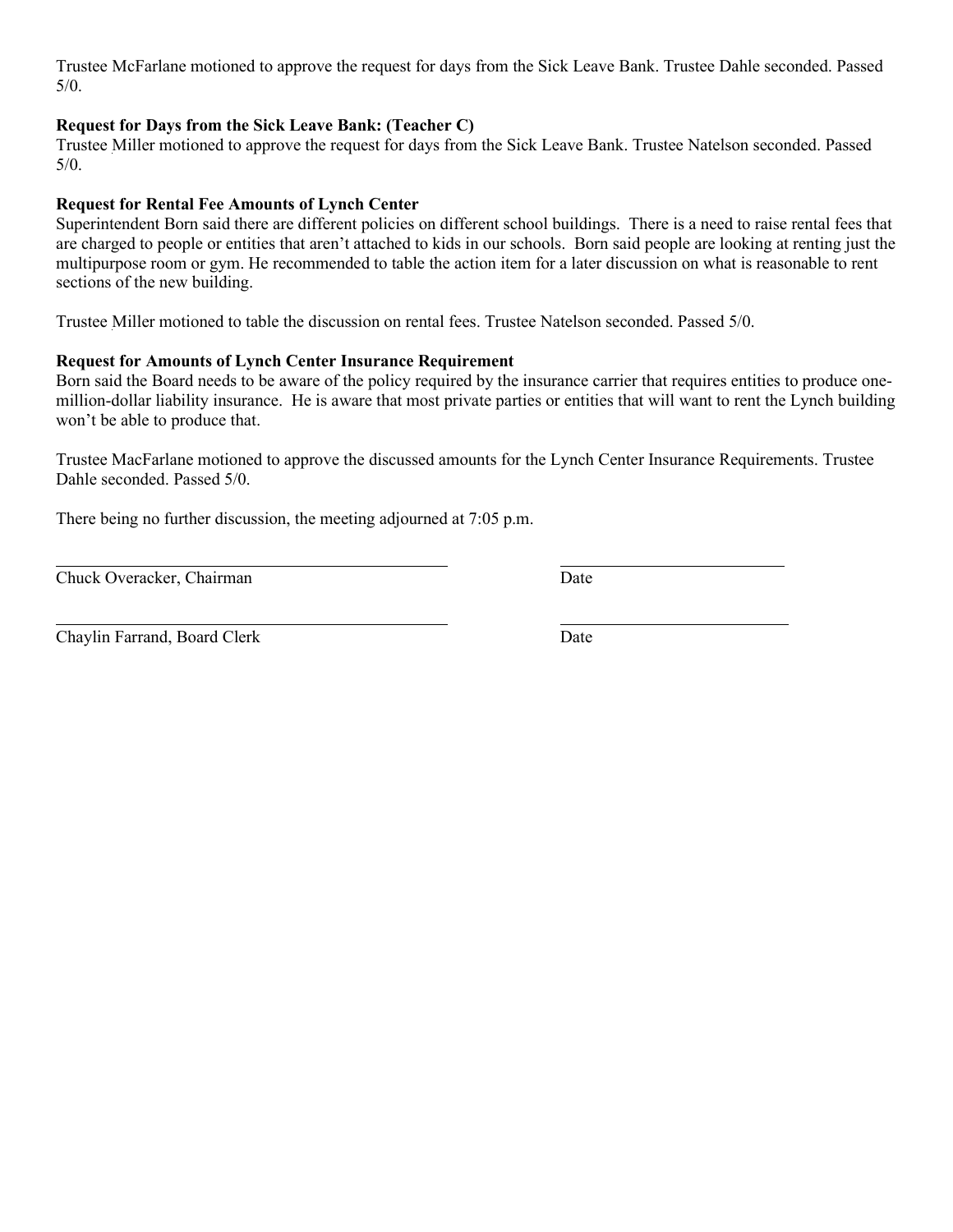Trustee McFarlane motioned to approve the request for days from the Sick Leave Bank. Trustee Dahle seconded. Passed 5/0.

**Request for Days from the Sick Leave Bank: (Teacher C)**
Trustee Miller motioned to approve the request for days from the Sick Leave Bank. Trustee Natelson seconded. Passed 5/0.

**Request for Rental Fee Amounts of Lynch Center**
Superintendent Born said there are different policies on different school buildings. There is a need to raise rental fees that are charged to people or entities that aren't attached to kids in our schools. Born said people are looking at renting just the multipurpose room or gym. He recommended to table the action item for a later discussion on what is reasonable to rent sections of the new building.

Trustee Miller motioned to table the discussion on rental fees. Trustee Natelson seconded. Passed 5/0.

**Request for Amounts of Lynch Center Insurance Requirement**
Born said the Board needs to be aware of the policy required by the insurance carrier that requires entities to produce one-million-dollar liability insurance. He is aware that most private parties or entities that will want to rent the Lynch building won't be able to produce that.

Trustee MacFarlane motioned to approve the discussed amounts for the Lynch Center Insurance Requirements. Trustee Dahle seconded. Passed 5/0.

There being no further discussion, the meeting adjourned at 7:05 p.m.

\_\_\_\_\_\_\_\_\_\_\_\_\_\_\_\_\_\_\_\_\_\_\_\_\_\_\_\_\_\_\_\_\_\_\_\_\_\_\_\_\_\_ \_\_\_\_\_\_\_\_\_\_\_\_\_\_\_\_\_\_\_\_\_\_\_\_
Chuck Overacker, Chairman Date

\_\_\_\_\_\_\_\_\_\_\_\_\_\_\_\_\_\_\_\_\_\_\_\_\_\_\_\_\_\_\_\_\_\_\_\_\_\_\_\_\_\_ \_\_\_\_\_\_\_\_\_\_\_\_\_\_\_\_\_\_\_\_\_\_\_\_
Chaylin Farrand, Board Clerk Date